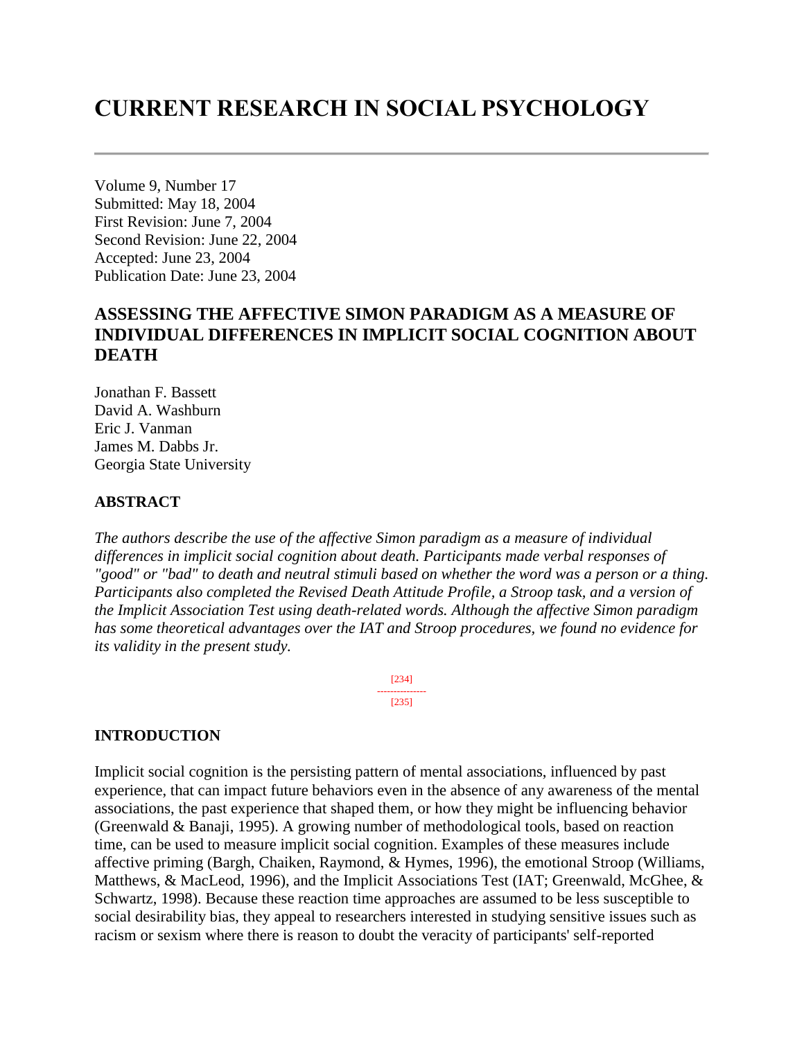# CURRENT RESEARCH IN SOCIAL PSYCHOLOGY

Volume 9, Number 17
Submitted: May 18, 2004
First Revision: June 7, 2004
Second Revision: June 22, 2004
Accepted: June 23, 2004
Publication Date: June 23, 2004

## ASSESSING THE AFFECTIVE SIMON PARADIGM AS A MEASURE OF INDIVIDUAL DIFFERENCES IN IMPLICIT SOCIAL COGNITION ABOUT DEATH

Jonathan F. Bassett
David A. Washburn
Eric J. Vanman
James M. Dabbs Jr.
Georgia State University

### ABSTRACT

*The authors describe the use of the affective Simon paradigm as a measure of individual differences in implicit social cognition about death. Participants made verbal responses of "good" or "bad" to death and neutral stimuli based on whether the word was a person or a thing. Participants also completed the Revised Death Attitude Profile, a Stroop task, and a version of the Implicit Association Test using death-related words. Although the affective Simon paradigm has some theoretical advantages over the IAT and Stroop procedures, we found no evidence for its validity in the present study.*

### INTRODUCTION

Implicit social cognition is the persisting pattern of mental associations, influenced by past experience, that can impact future behaviors even in the absence of any awareness of the mental associations, the past experience that shaped them, or how they might be influencing behavior (Greenwald & Banaji, 1995). A growing number of methodological tools, based on reaction time, can be used to measure implicit social cognition. Examples of these measures include affective priming (Bargh, Chaiken, Raymond, & Hymes, 1996), the emotional Stroop (Williams, Matthews, & MacLeod, 1996), and the Implicit Associations Test (IAT; Greenwald, McGhee, & Schwartz, 1998). Because these reaction time approaches are assumed to be less susceptible to social desirability bias, they appeal to researchers interested in studying sensitive issues such as racism or sexism where there is reason to doubt the veracity of participants' self-reported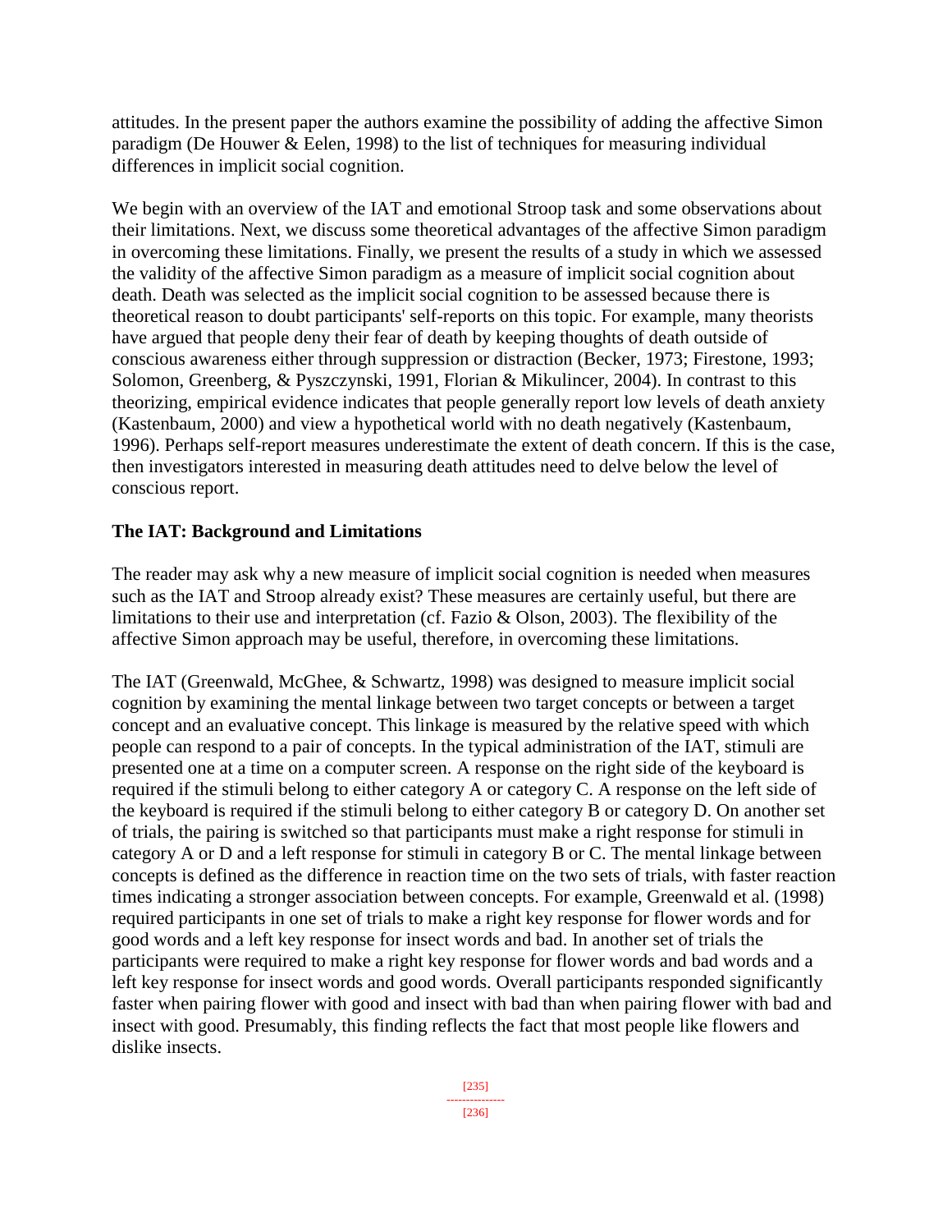attitudes. In the present paper the authors examine the possibility of adding the affective Simon paradigm (De Houwer & Eelen, 1998) to the list of techniques for measuring individual differences in implicit social cognition.

We begin with an overview of the IAT and emotional Stroop task and some observations about their limitations. Next, we discuss some theoretical advantages of the affective Simon paradigm in overcoming these limitations. Finally, we present the results of a study in which we assessed the validity of the affective Simon paradigm as a measure of implicit social cognition about death. Death was selected as the implicit social cognition to be assessed because there is theoretical reason to doubt participants' self-reports on this topic. For example, many theorists have argued that people deny their fear of death by keeping thoughts of death outside of conscious awareness either through suppression or distraction (Becker, 1973; Firestone, 1993; Solomon, Greenberg, & Pyszczynski, 1991, Florian & Mikulincer, 2004). In contrast to this theorizing, empirical evidence indicates that people generally report low levels of death anxiety (Kastenbaum, 2000) and view a hypothetical world with no death negatively (Kastenbaum, 1996). Perhaps self-report measures underestimate the extent of death concern. If this is the case, then investigators interested in measuring death attitudes need to delve below the level of conscious report.

### The IAT: Background and Limitations

The reader may ask why a new measure of implicit social cognition is needed when measures such as the IAT and Stroop already exist? These measures are certainly useful, but there are limitations to their use and interpretation (cf. Fazio & Olson, 2003). The flexibility of the affective Simon approach may be useful, therefore, in overcoming these limitations.

The IAT (Greenwald, McGhee, & Schwartz, 1998) was designed to measure implicit social cognition by examining the mental linkage between two target concepts or between a target concept and an evaluative concept. This linkage is measured by the relative speed with which people can respond to a pair of concepts. In the typical administration of the IAT, stimuli are presented one at a time on a computer screen. A response on the right side of the keyboard is required if the stimuli belong to either category A or category C. A response on the left side of the keyboard is required if the stimuli belong to either category B or category D. On another set of trials, the pairing is switched so that participants must make a right response for stimuli in category A or D and a left response for stimuli in category B or C. The mental linkage between concepts is defined as the difference in reaction time on the two sets of trials, with faster reaction times indicating a stronger association between concepts. For example, Greenwald et al. (1998) required participants in one set of trials to make a right key response for flower words and for good words and a left key response for insect words and bad. In another set of trials the participants were required to make a right key response for flower words and bad words and a left key response for insect words and good words. Overall participants responded significantly faster when pairing flower with good and insect with bad than when pairing flower with bad and insect with good. Presumably, this finding reflects the fact that most people like flowers and dislike insects.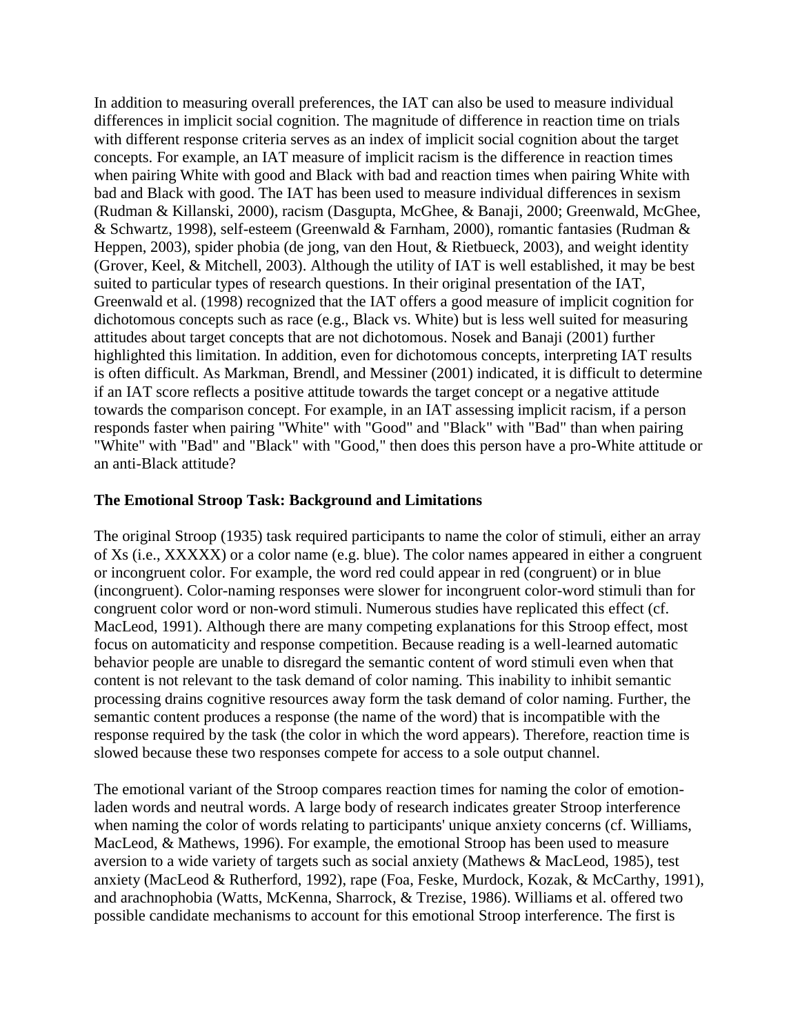In addition to measuring overall preferences, the IAT can also be used to measure individual differences in implicit social cognition. The magnitude of difference in reaction time on trials with different response criteria serves as an index of implicit social cognition about the target concepts. For example, an IAT measure of implicit racism is the difference in reaction times when pairing White with good and Black with bad and reaction times when pairing White with bad and Black with good. The IAT has been used to measure individual differences in sexism (Rudman & Killanski, 2000), racism (Dasgupta, McGhee, & Banaji, 2000; Greenwald, McGhee, & Schwartz, 1998), self-esteem (Greenwald & Farnham, 2000), romantic fantasies (Rudman & Heppen, 2003), spider phobia (de jong, van den Hout, & Rietbueck, 2003), and weight identity (Grover, Keel, & Mitchell, 2003). Although the utility of IAT is well established, it may be best suited to particular types of research questions. In their original presentation of the IAT, Greenwald et al. (1998) recognized that the IAT offers a good measure of implicit cognition for dichotomous concepts such as race (e.g., Black vs. White) but is less well suited for measuring attitudes about target concepts that are not dichotomous. Nosek and Banaji (2001) further highlighted this limitation. In addition, even for dichotomous concepts, interpreting IAT results is often difficult. As Markman, Brendl, and Messiner (2001) indicated, it is difficult to determine if an IAT score reflects a positive attitude towards the target concept or a negative attitude towards the comparison concept. For example, in an IAT assessing implicit racism, if a person responds faster when pairing "White" with "Good" and "Black" with "Bad" than when pairing "White" with "Bad" and "Black" with "Good," then does this person have a pro-White attitude or an anti-Black attitude?

**The Emotional Stroop Task: Background and Limitations**

The original Stroop (1935) task required participants to name the color of stimuli, either an array of Xs (i.e., XXXXX) or a color name (e.g. blue). The color names appeared in either a congruent or incongruent color. For example, the word red could appear in red (congruent) or in blue (incongruent). Color-naming responses were slower for incongruent color-word stimuli than for congruent color word or non-word stimuli. Numerous studies have replicated this effect (cf. MacLeod, 1991). Although there are many competing explanations for this Stroop effect, most focus on automaticity and response competition. Because reading is a well-learned automatic behavior people are unable to disregard the semantic content of word stimuli even when that content is not relevant to the task demand of color naming. This inability to inhibit semantic processing drains cognitive resources away form the task demand of color naming. Further, the semantic content produces a response (the name of the word) that is incompatible with the response required by the task (the color in which the word appears). Therefore, reaction time is slowed because these two responses compete for access to a sole output channel.

The emotional variant of the Stroop compares reaction times for naming the color of emotion-laden words and neutral words. A large body of research indicates greater Stroop interference when naming the color of words relating to participants' unique anxiety concerns (cf. Williams, MacLeod, & Mathews, 1996). For example, the emotional Stroop has been used to measure aversion to a wide variety of targets such as social anxiety (Mathews & MacLeod, 1985), test anxiety (MacLeod & Rutherford, 1992), rape (Foa, Feske, Murdock, Kozak, & McCarthy, 1991), and arachnophobia (Watts, McKenna, Sharrock, & Trezise, 1986). Williams et al. offered two possible candidate mechanisms to account for this emotional Stroop interference. The first is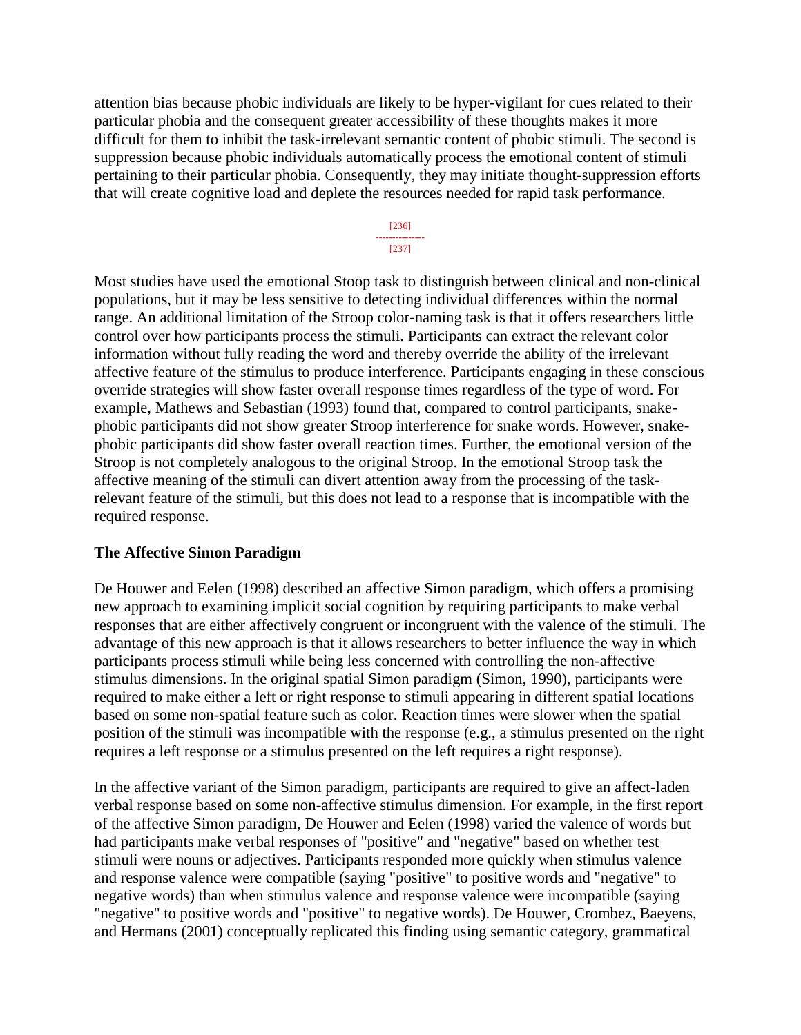attention bias because phobic individuals are likely to be hyper-vigilant for cues related to their particular phobia and the consequent greater accessibility of these thoughts makes it more difficult for them to inhibit the task-irrelevant semantic content of phobic stimuli. The second is suppression because phobic individuals automatically process the emotional content of stimuli pertaining to their particular phobia. Consequently, they may initiate thought-suppression efforts that will create cognitive load and deplete the resources needed for rapid task performance.

Most studies have used the emotional Stoop task to distinguish between clinical and non-clinical populations, but it may be less sensitive to detecting individual differences within the normal range. An additional limitation of the Stroop color-naming task is that it offers researchers little control over how participants process the stimuli. Participants can extract the relevant color information without fully reading the word and thereby override the ability of the irrelevant affective feature of the stimulus to produce interference. Participants engaging in these conscious override strategies will show faster overall response times regardless of the type of word. For example, Mathews and Sebastian (1993) found that, compared to control participants, snake-phobic participants did not show greater Stroop interference for snake words. However, snake-phobic participants did show faster overall reaction times. Further, the emotional version of the Stroop is not completely analogous to the original Stroop. In the emotional Stroop task the affective meaning of the stimuli can divert attention away from the processing of the task-relevant feature of the stimuli, but this does not lead to a response that is incompatible with the required response.

### The Affective Simon Paradigm

De Houwer and Eelen (1998) described an affective Simon paradigm, which offers a promising new approach to examining implicit social cognition by requiring participants to make verbal responses that are either affectively congruent or incongruent with the valence of the stimuli. The advantage of this new approach is that it allows researchers to better influence the way in which participants process stimuli while being less concerned with controlling the non-affective stimulus dimensions. In the original spatial Simon paradigm (Simon, 1990), participants were required to make either a left or right response to stimuli appearing in different spatial locations based on some non-spatial feature such as color. Reaction times were slower when the spatial position of the stimuli was incompatible with the response (e.g., a stimulus presented on the right requires a left response or a stimulus presented on the left requires a right response).

In the affective variant of the Simon paradigm, participants are required to give an affect-laden verbal response based on some non-affective stimulus dimension. For example, in the first report of the affective Simon paradigm, De Houwer and Eelen (1998) varied the valence of words but had participants make verbal responses of "positive" and "negative" based on whether test stimuli were nouns or adjectives. Participants responded more quickly when stimulus valence and response valence were compatible (saying "positive" to positive words and "negative" to negative words) than when stimulus valence and response valence were incompatible (saying "negative" to positive words and "positive" to negative words). De Houwer, Crombez, Baeyens, and Hermans (2001) conceptually replicated this finding using semantic category, grammatical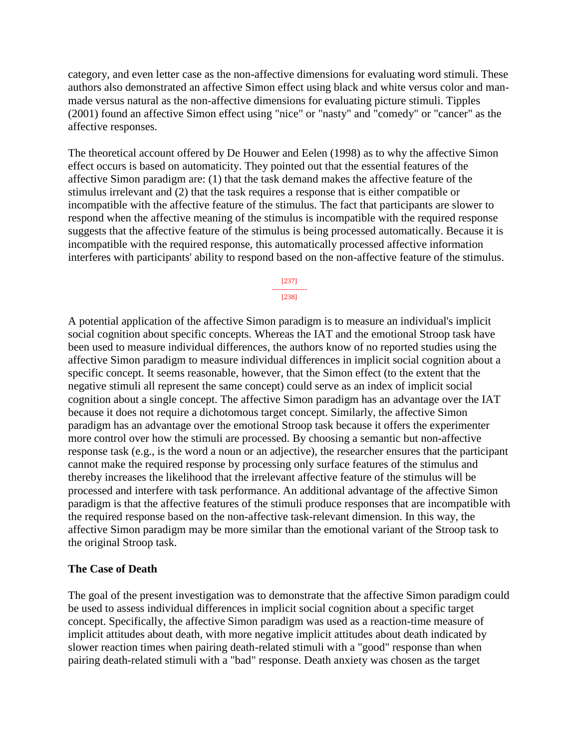category, and even letter case as the non-affective dimensions for evaluating word stimuli. These authors also demonstrated an affective Simon effect using black and white versus color and man-made versus natural as the non-affective dimensions for evaluating picture stimuli. Tipples (2001) found an affective Simon effect using "nice" or "nasty" and "comedy" or "cancer" as the affective responses.

The theoretical account offered by De Houwer and Eelen (1998) as to why the affective Simon effect occurs is based on automaticity. They pointed out that the essential features of the affective Simon paradigm are: (1) that the task demand makes the affective feature of the stimulus irrelevant and (2) that the task requires a response that is either compatible or incompatible with the affective feature of the stimulus. The fact that participants are slower to respond when the affective meaning of the stimulus is incompatible with the required response suggests that the affective feature of the stimulus is being processed automatically. Because it is incompatible with the required response, this automatically processed affective information interferes with participants' ability to respond based on the non-affective feature of the stimulus.

A potential application of the affective Simon paradigm is to measure an individual's implicit social cognition about specific concepts. Whereas the IAT and the emotional Stroop task have been used to measure individual differences, the authors know of no reported studies using the affective Simon paradigm to measure individual differences in implicit social cognition about a specific concept. It seems reasonable, however, that the Simon effect (to the extent that the negative stimuli all represent the same concept) could serve as an index of implicit social cognition about a single concept. The affective Simon paradigm has an advantage over the IAT because it does not require a dichotomous target concept. Similarly, the affective Simon paradigm has an advantage over the emotional Stroop task because it offers the experimenter more control over how the stimuli are processed. By choosing a semantic but non-affective response task (e.g., is the word a noun or an adjective), the researcher ensures that the participant cannot make the required response by processing only surface features of the stimulus and thereby increases the likelihood that the irrelevant affective feature of the stimulus will be processed and interfere with task performance. An additional advantage of the affective Simon paradigm is that the affective features of the stimuli produce responses that are incompatible with the required response based on the non-affective task-relevant dimension. In this way, the affective Simon paradigm may be more similar than the emotional variant of the Stroop task to the original Stroop task.

## The Case of Death

The goal of the present investigation was to demonstrate that the affective Simon paradigm could be used to assess individual differences in implicit social cognition about a specific target concept. Specifically, the affective Simon paradigm was used as a reaction-time measure of implicit attitudes about death, with more negative implicit attitudes about death indicated by slower reaction times when pairing death-related stimuli with a "good" response than when pairing death-related stimuli with a "bad" response. Death anxiety was chosen as the target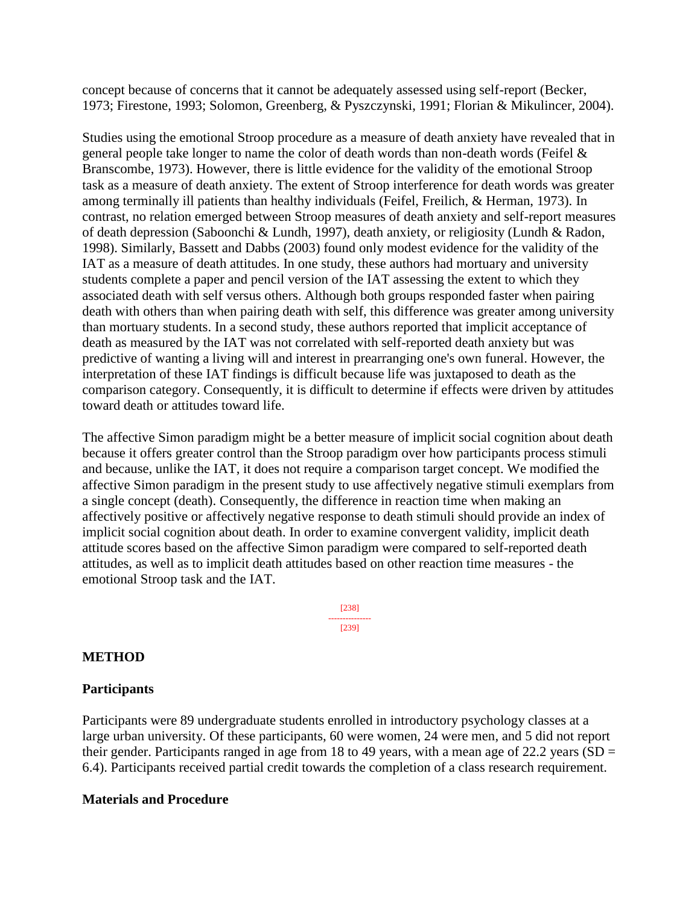concept because of concerns that it cannot be adequately assessed using self-report (Becker, 1973; Firestone, 1993; Solomon, Greenberg, & Pyszczynski, 1991; Florian & Mikulincer, 2004).

Studies using the emotional Stroop procedure as a measure of death anxiety have revealed that in general people take longer to name the color of death words than non-death words (Feifel & Branscombe, 1973). However, there is little evidence for the validity of the emotional Stroop task as a measure of death anxiety. The extent of Stroop interference for death words was greater among terminally ill patients than healthy individuals (Feifel, Freilich, & Herman, 1973). In contrast, no relation emerged between Stroop measures of death anxiety and self-report measures of death depression (Saboonchi & Lundh, 1997), death anxiety, or religiosity (Lundh & Radon, 1998). Similarly, Bassett and Dabbs (2003) found only modest evidence for the validity of the IAT as a measure of death attitudes. In one study, these authors had mortuary and university students complete a paper and pencil version of the IAT assessing the extent to which they associated death with self versus others. Although both groups responded faster when pairing death with others than when pairing death with self, this difference was greater among university than mortuary students. In a second study, these authors reported that implicit acceptance of death as measured by the IAT was not correlated with self-reported death anxiety but was predictive of wanting a living will and interest in prearranging one's own funeral. However, the interpretation of these IAT findings is difficult because life was juxtaposed to death as the comparison category. Consequently, it is difficult to determine if effects were driven by attitudes toward death or attitudes toward life.

The affective Simon paradigm might be a better measure of implicit social cognition about death because it offers greater control than the Stroop paradigm over how participants process stimuli and because, unlike the IAT, it does not require a comparison target concept. We modified the affective Simon paradigm in the present study to use affectively negative stimuli exemplars from a single concept (death). Consequently, the difference in reaction time when making an affectively positive or affectively negative response to death stimuli should provide an index of implicit social cognition about death. In order to examine convergent validity, implicit death attitude scores based on the affective Simon paradigm were compared to self-reported death attitudes, as well as to implicit death attitudes based on other reaction time measures - the emotional Stroop task and the IAT.

## METHOD

### Participants

Participants were 89 undergraduate students enrolled in introductory psychology classes at a large urban university. Of these participants, 60 were women, 24 were men, and 5 did not report their gender. Participants ranged in age from 18 to 49 years, with a mean age of 22.2 years (SD = 6.4). Participants received partial credit towards the completion of a class research requirement.

### Materials and Procedure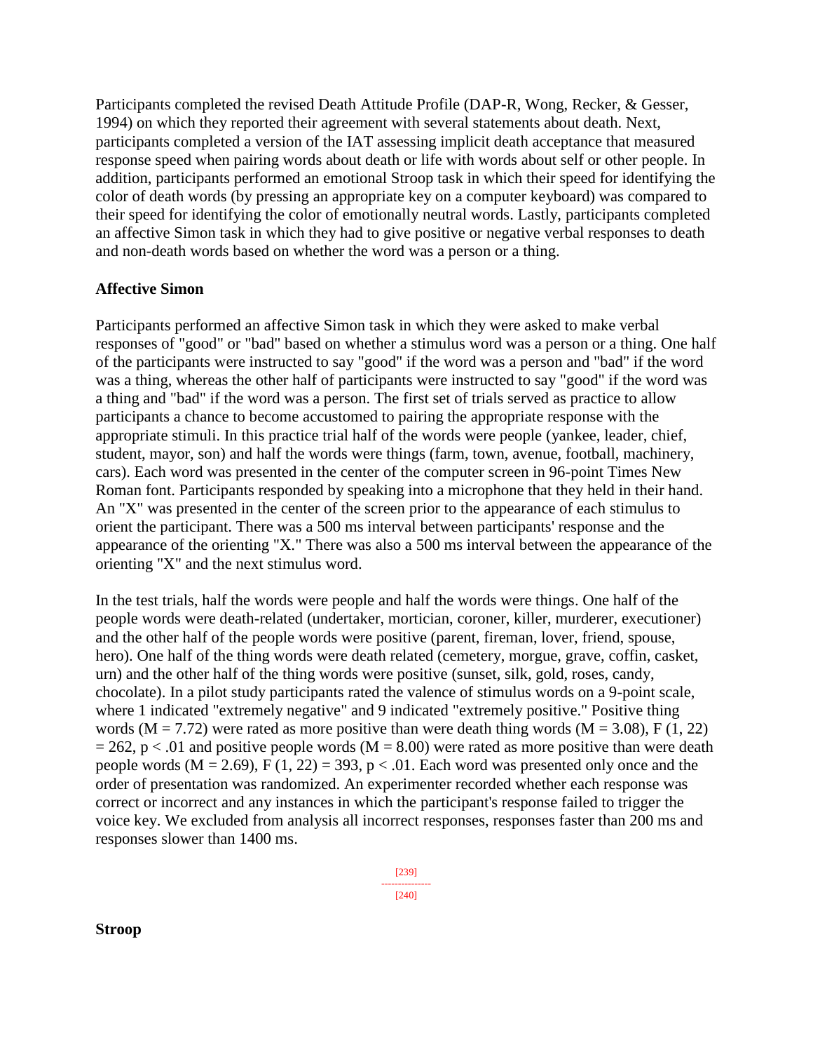Participants completed the revised Death Attitude Profile (DAP-R, Wong, Recker, & Gesser, 1994) on which they reported their agreement with several statements about death. Next, participants completed a version of the IAT assessing implicit death acceptance that measured response speed when pairing words about death or life with words about self or other people. In addition, participants performed an emotional Stroop task in which their speed for identifying the color of death words (by pressing an appropriate key on a computer keyboard) was compared to their speed for identifying the color of emotionally neutral words. Lastly, participants completed an affective Simon task in which they had to give positive or negative verbal responses to death and non-death words based on whether the word was a person or a thing.

### Affective Simon

Participants performed an affective Simon task in which they were asked to make verbal responses of "good" or "bad" based on whether a stimulus word was a person or a thing. One half of the participants were instructed to say "good" if the word was a person and "bad" if the word was a thing, whereas the other half of participants were instructed to say "good" if the word was a thing and "bad" if the word was a person. The first set of trials served as practice to allow participants a chance to become accustomed to pairing the appropriate response with the appropriate stimuli. In this practice trial half of the words were people (yankee, leader, chief, student, mayor, son) and half the words were things (farm, town, avenue, football, machinery, cars). Each word was presented in the center of the computer screen in 96-point Times New Roman font. Participants responded by speaking into a microphone that they held in their hand. An "X" was presented in the center of the screen prior to the appearance of each stimulus to orient the participant. There was a 500 ms interval between participants' response and the appearance of the orienting "X." There was also a 500 ms interval between the appearance of the orienting "X" and the next stimulus word.

In the test trials, half the words were people and half the words were things. One half of the people words were death-related (undertaker, mortician, coroner, killer, murderer, executioner) and the other half of the people words were positive (parent, fireman, lover, friend, spouse, hero). One half of the thing words were death related (cemetery, morgue, grave, coffin, casket, urn) and the other half of the thing words were positive (sunset, silk, gold, roses, candy, chocolate). In a pilot study participants rated the valence of stimulus words on a 9-point scale, where 1 indicated "extremely negative" and 9 indicated "extremely positive." Positive thing words ($M = 7.72$) were rated as more positive than were death thing words ($M = 3.08$), $F(1, 22) = 262$, $p < .01$ and positive people words ($M = 8.00$) were rated as more positive than were death people words ($M = 2.69$), $F(1, 22) = 393$, $p < .01$. Each word was presented only once and the order of presentation was randomized. An experimenter recorded whether each response was correct or incorrect and any instances in which the participant's response failed to trigger the voice key. We excluded from analysis all incorrect responses, responses faster than 200 ms and responses slower than 1400 ms.

### Stroop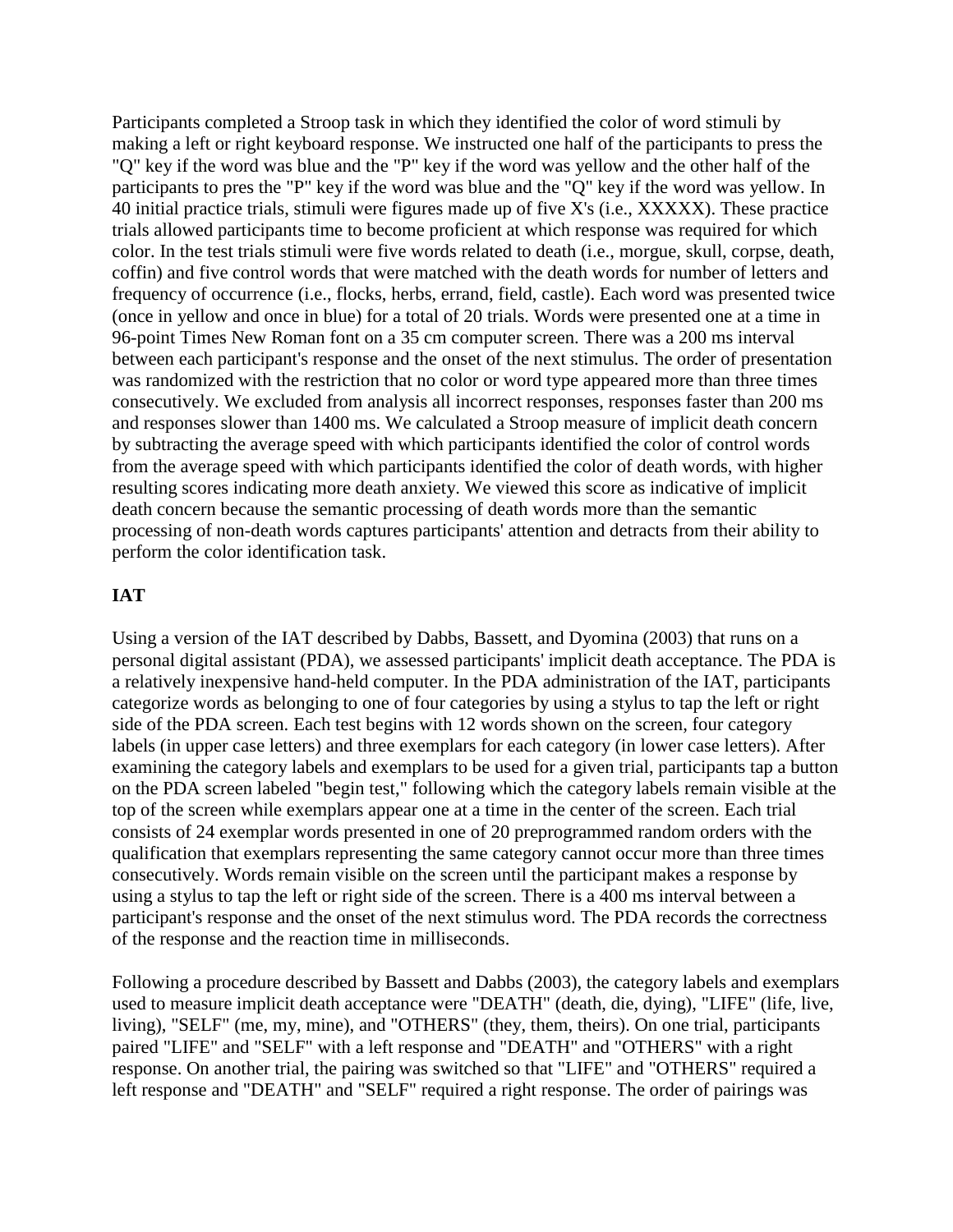Participants completed a Stroop task in which they identified the color of word stimuli by making a left or right keyboard response. We instructed one half of the participants to press the "Q" key if the word was blue and the "P" key if the word was yellow and the other half of the participants to pres the "P" key if the word was blue and the "Q" key if the word was yellow. In 40 initial practice trials, stimuli were figures made up of five X's (i.e., XXXXX). These practice trials allowed participants time to become proficient at which response was required for which color. In the test trials stimuli were five words related to death (i.e., morgue, skull, corpse, death, coffin) and five control words that were matched with the death words for number of letters and frequency of occurrence (i.e., flocks, herbs, errand, field, castle). Each word was presented twice (once in yellow and once in blue) for a total of 20 trials. Words were presented one at a time in 96-point Times New Roman font on a 35 cm computer screen. There was a 200 ms interval between each participant's response and the onset of the next stimulus. The order of presentation was randomized with the restriction that no color or word type appeared more than three times consecutively. We excluded from analysis all incorrect responses, responses faster than 200 ms and responses slower than 1400 ms. We calculated a Stroop measure of implicit death concern by subtracting the average speed with which participants identified the color of control words from the average speed with which participants identified the color of death words, with higher resulting scores indicating more death anxiety. We viewed this score as indicative of implicit death concern because the semantic processing of death words more than the semantic processing of non-death words captures participants' attention and detracts from their ability to perform the color identification task.

**IAT**

Using a version of the IAT described by Dabbs, Bassett, and Dyomina (2003) that runs on a personal digital assistant (PDA), we assessed participants' implicit death acceptance. The PDA is a relatively inexpensive hand-held computer. In the PDA administration of the IAT, participants categorize words as belonging to one of four categories by using a stylus to tap the left or right side of the PDA screen. Each test begins with 12 words shown on the screen, four category labels (in upper case letters) and three exemplars for each category (in lower case letters). After examining the category labels and exemplars to be used for a given trial, participants tap a button on the PDA screen labeled "begin test," following which the category labels remain visible at the top of the screen while exemplars appear one at a time in the center of the screen. Each trial consists of 24 exemplar words presented in one of 20 preprogrammed random orders with the qualification that exemplars representing the same category cannot occur more than three times consecutively. Words remain visible on the screen until the participant makes a response by using a stylus to tap the left or right side of the screen. There is a 400 ms interval between a participant's response and the onset of the next stimulus word. The PDA records the correctness of the response and the reaction time in milliseconds.

Following a procedure described by Bassett and Dabbs (2003), the category labels and exemplars used to measure implicit death acceptance were "DEATH" (death, die, dying), "LIFE" (life, live, living), "SELF" (me, my, mine), and "OTHERS" (they, them, theirs). On one trial, participants paired "LIFE" and "SELF" with a left response and "DEATH" and "OTHERS" with a right response. On another trial, the pairing was switched so that "LIFE" and "OTHERS" required a left response and "DEATH" and "SELF" required a right response. The order of pairings was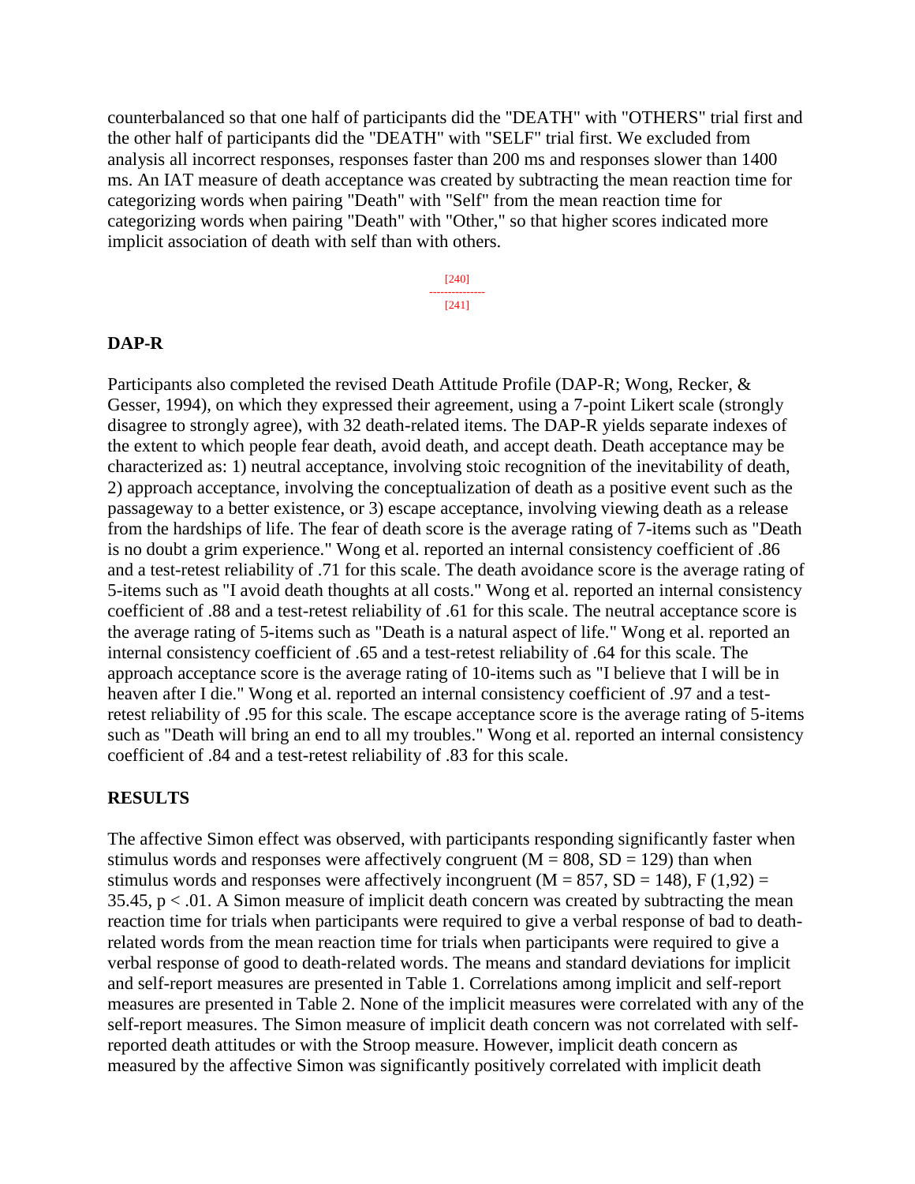counterbalanced so that one half of participants did the "DEATH" with "OTHERS" trial first and the other half of participants did the "DEATH" with "SELF" trial first. We excluded from analysis all incorrect responses, responses faster than 200 ms and responses slower than 1400 ms. An IAT measure of death acceptance was created by subtracting the mean reaction time for categorizing words when pairing "Death" with "Self" from the mean reaction time for categorizing words when pairing "Death" with "Other," so that higher scores indicated more implicit association of death with self than with others.

## DAP-R

Participants also completed the revised Death Attitude Profile (DAP-R; Wong, Recker, & Gesser, 1994), on which they expressed their agreement, using a 7-point Likert scale (strongly disagree to strongly agree), with 32 death-related items. The DAP-R yields separate indexes of the extent to which people fear death, avoid death, and accept death. Death acceptance may be characterized as: 1) neutral acceptance, involving stoic recognition of the inevitability of death, 2) approach acceptance, involving the conceptualization of death as a positive event such as the passageway to a better existence, or 3) escape acceptance, involving viewing death as a release from the hardships of life. The fear of death score is the average rating of 7-items such as "Death is no doubt a grim experience." Wong et al. reported an internal consistency coefficient of .86 and a test-retest reliability of .71 for this scale. The death avoidance score is the average rating of 5-items such as "I avoid death thoughts at all costs." Wong et al. reported an internal consistency coefficient of .88 and a test-retest reliability of .61 for this scale. The neutral acceptance score is the average rating of 5-items such as "Death is a natural aspect of life." Wong et al. reported an internal consistency coefficient of .65 and a test-retest reliability of .64 for this scale. The approach acceptance score is the average rating of 10-items such as "I believe that I will be in heaven after I die." Wong et al. reported an internal consistency coefficient of .97 and a test-retest reliability of .95 for this scale. The escape acceptance score is the average rating of 5-items such as "Death will bring an end to all my troubles." Wong et al. reported an internal consistency coefficient of .84 and a test-retest reliability of .83 for this scale.

## RESULTS

The affective Simon effect was observed, with participants responding significantly faster when stimulus words and responses were affectively congruent ($M = 808$, $SD = 129$) than when stimulus words and responses were affectively incongruent ($M = 857$, $SD = 148$), $F(1,92) = 35.45$, $p < .01$. A Simon measure of implicit death concern was created by subtracting the mean reaction time for trials when participants were required to give a verbal response of bad to death-related words from the mean reaction time for trials when participants were required to give a verbal response of good to death-related words. The means and standard deviations for implicit and self-report measures are presented in Table 1. Correlations among implicit and self-report measures are presented in Table 2. None of the implicit measures were correlated with any of the self-report measures. The Simon measure of implicit death concern was not correlated with self-reported death attitudes or with the Stroop measure. However, implicit death concern as measured by the affective Simon was significantly positively correlated with implicit death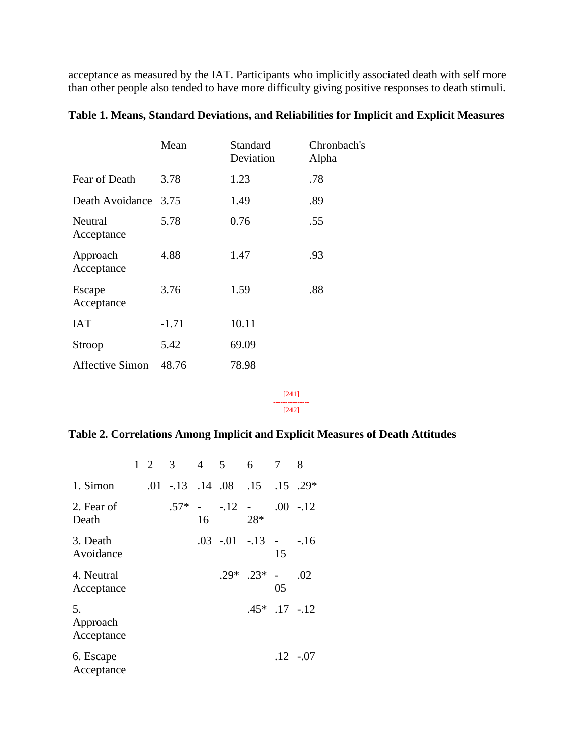acceptance as measured by the IAT. Participants who implicitly associated death with self more than other people also tended to have more difficulty giving positive responses to death stimuli.

**Table 1. Means, Standard Deviations, and Reliabilities for Implicit and Explicit Measures**

| | Mean | Standard Deviation | Chronbach's Alpha |
|---|---|---|---|
| Fear of Death | 3.78 | 1.23 | .78 |
| Death Avoidance | 3.75 | 1.49 | .89 |
| Neutral Acceptance | 5.78 | 0.76 | .55 |
| Approach Acceptance | 4.88 | 1.47 | .93 |
| Escape Acceptance | 3.76 | 1.59 | .88 |
| IAT | -1.71 | 10.11 | |
| Stroop | 5.42 | 69.09 | |
| Affective Simon | 48.76 | 78.98 | |

**Table 2. Correlations Among Implicit and Explicit Measures of Death Attitudes**

| | 1 | 2 | 3 | 4 | 5 | 6 | 7 | 8 |
|---|---|---|---|---|---|---|---|---|
| 1. Simon | | .01 | -.13 | .14 | .08 | .15 | .15 | .29* |
| 2. Fear of Death | | | .57* | -16 | -.12 | -28* | .00 | -.12 |
| 3. Death Avoidance | | | | .03 | -.01 | -.13 | -15 | -.16 |
| 4. Neutral Acceptance | | | | | .29* | .23* | -05 | .02 |
| 5. Approach Acceptance | | | | | | .45* | .17 | -.12 |
| 6. Escape Acceptance | | | | | | | .12 | -.07 |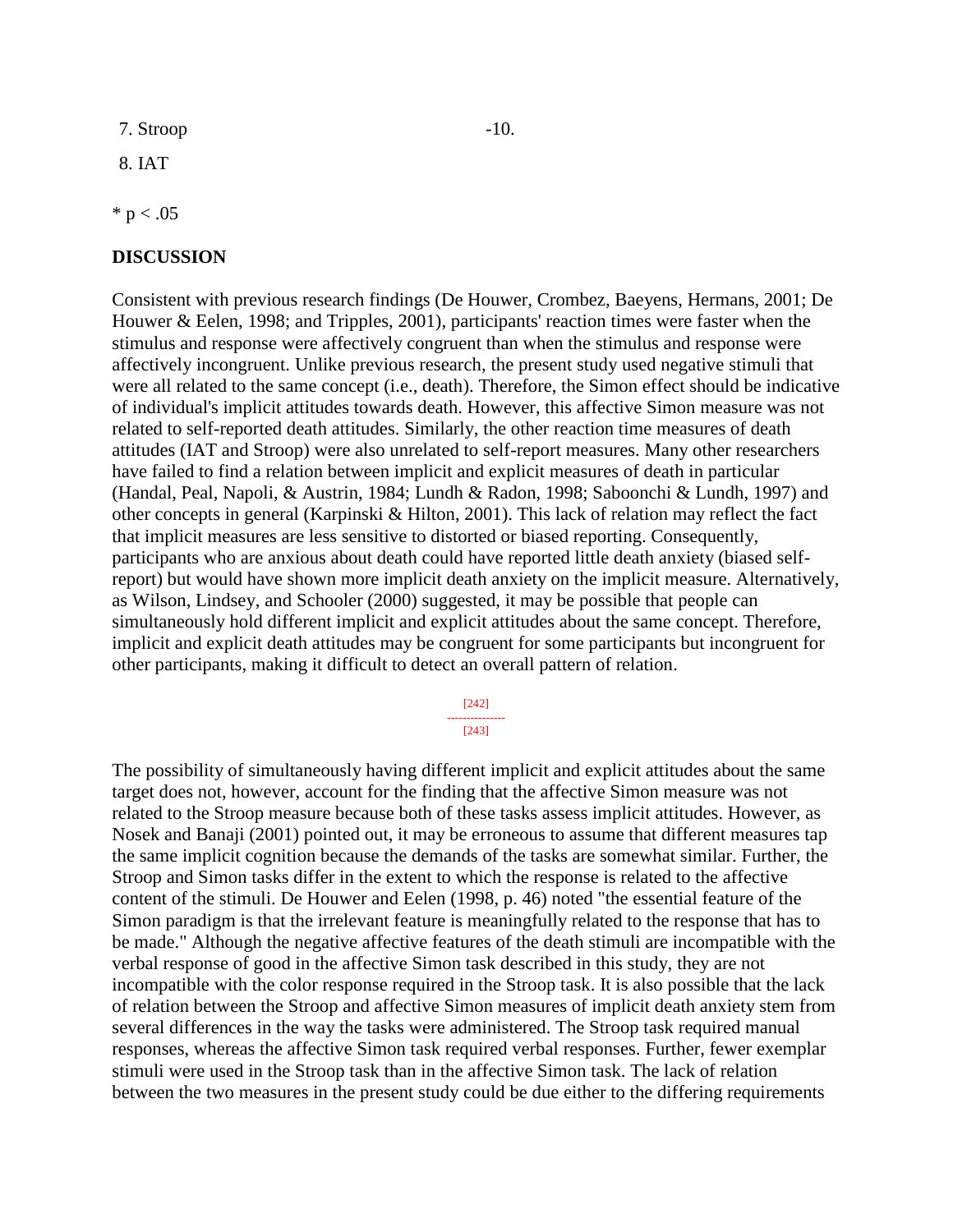| | |
|---|---|
| 7. Stroop | -10. |
| 8. IAT | |

* p < .05

## DISCUSSION

Consistent with previous research findings (De Houwer, Crombez, Baeyens, Hermans, 2001; De Houwer & Eelen, 1998; and Tripples, 2001), participants' reaction times were faster when the stimulus and response were affectively congruent than when the stimulus and response were affectively incongruent. Unlike previous research, the present study used negative stimuli that were all related to the same concept (i.e., death). Therefore, the Simon effect should be indicative of individual's implicit attitudes towards death. However, this affective Simon measure was not related to self-reported death attitudes. Similarly, the other reaction time measures of death attitudes (IAT and Stroop) were also unrelated to self-report measures. Many other researchers have failed to find a relation between implicit and explicit measures of death in particular (Handal, Peal, Napoli, & Austrin, 1984; Lundh & Radon, 1998; Saboonchi & Lundh, 1997) and other concepts in general (Karpinski & Hilton, 2001). This lack of relation may reflect the fact that implicit measures are less sensitive to distorted or biased reporting. Consequently, participants who are anxious about death could have reported little death anxiety (biased self-report) but would have shown more implicit death anxiety on the implicit measure. Alternatively, as Wilson, Lindsey, and Schooler (2000) suggested, it may be possible that people can simultaneously hold different implicit and explicit attitudes about the same concept. Therefore, implicit and explicit death attitudes may be congruent for some participants but incongruent for other participants, making it difficult to detect an overall pattern of relation.

The possibility of simultaneously having different implicit and explicit attitudes about the same target does not, however, account for the finding that the affective Simon measure was not related to the Stroop measure because both of these tasks assess implicit attitudes. However, as Nosek and Banaji (2001) pointed out, it may be erroneous to assume that different measures tap the same implicit cognition because the demands of the tasks are somewhat similar. Further, the Stroop and Simon tasks differ in the extent to which the response is related to the affective content of the stimuli. De Houwer and Eelen (1998, p. 46) noted "the essential feature of the Simon paradigm is that the irrelevant feature is meaningfully related to the response that has to be made." Although the negative affective features of the death stimuli are incompatible with the verbal response of good in the affective Simon task described in this study, they are not incompatible with the color response required in the Stroop task. It is also possible that the lack of relation between the Stroop and affective Simon measures of implicit death anxiety stem from several differences in the way the tasks were administered. The Stroop task required manual responses, whereas the affective Simon task required verbal responses. Further, fewer exemplar stimuli were used in the Stroop task than in the affective Simon task. The lack of relation between the two measures in the present study could be due either to the differing requirements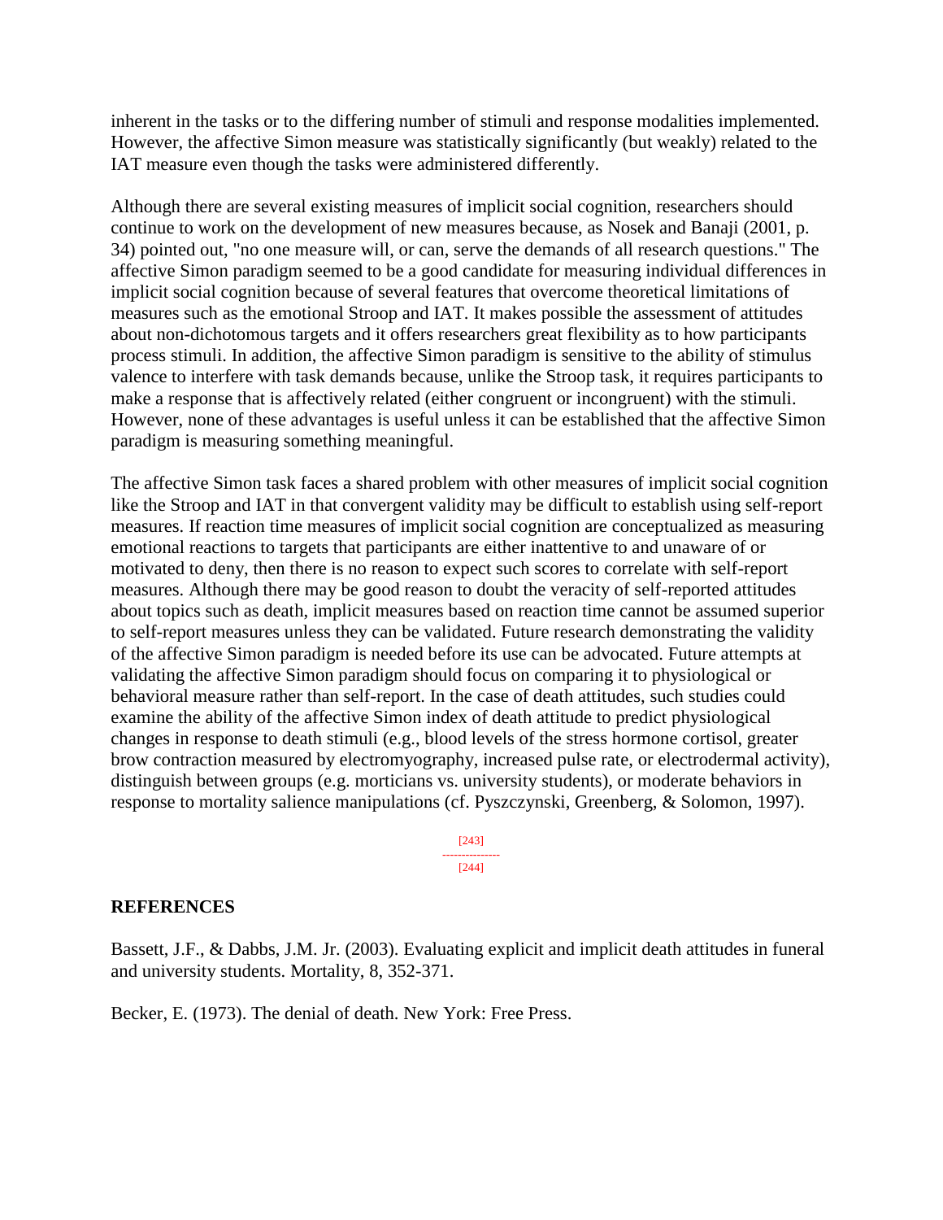inherent in the tasks or to the differing number of stimuli and response modalities implemented. However, the affective Simon measure was statistically significantly (but weakly) related to the IAT measure even though the tasks were administered differently.

Although there are several existing measures of implicit social cognition, researchers should continue to work on the development of new measures because, as Nosek and Banaji (2001, p. 34) pointed out, "no one measure will, or can, serve the demands of all research questions." The affective Simon paradigm seemed to be a good candidate for measuring individual differences in implicit social cognition because of several features that overcome theoretical limitations of measures such as the emotional Stroop and IAT. It makes possible the assessment of attitudes about non-dichotomous targets and it offers researchers great flexibility as to how participants process stimuli. In addition, the affective Simon paradigm is sensitive to the ability of stimulus valence to interfere with task demands because, unlike the Stroop task, it requires participants to make a response that is affectively related (either congruent or incongruent) with the stimuli. However, none of these advantages is useful unless it can be established that the affective Simon paradigm is measuring something meaningful.

The affective Simon task faces a shared problem with other measures of implicit social cognition like the Stroop and IAT in that convergent validity may be difficult to establish using self-report measures. If reaction time measures of implicit social cognition are conceptualized as measuring emotional reactions to targets that participants are either inattentive to and unaware of or motivated to deny, then there is no reason to expect such scores to correlate with self-report measures. Although there may be good reason to doubt the veracity of self-reported attitudes about topics such as death, implicit measures based on reaction time cannot be assumed superior to self-report measures unless they can be validated. Future research demonstrating the validity of the affective Simon paradigm is needed before its use can be advocated. Future attempts at validating the affective Simon paradigm should focus on comparing it to physiological or behavioral measure rather than self-report. In the case of death attitudes, such studies could examine the ability of the affective Simon index of death attitude to predict physiological changes in response to death stimuli (e.g., blood levels of the stress hormone cortisol, greater brow contraction measured by electromyography, increased pulse rate, or electrodermal activity), distinguish between groups (e.g. morticians vs. university students), or moderate behaviors in response to mortality salience manipulations (cf. Pyszczynski, Greenberg, & Solomon, 1997).

## REFERENCES

Bassett, J.F., & Dabbs, J.M. Jr. (2003). Evaluating explicit and implicit death attitudes in funeral and university students. Mortality, 8, 352-371.

Becker, E. (1973). The denial of death. New York: Free Press.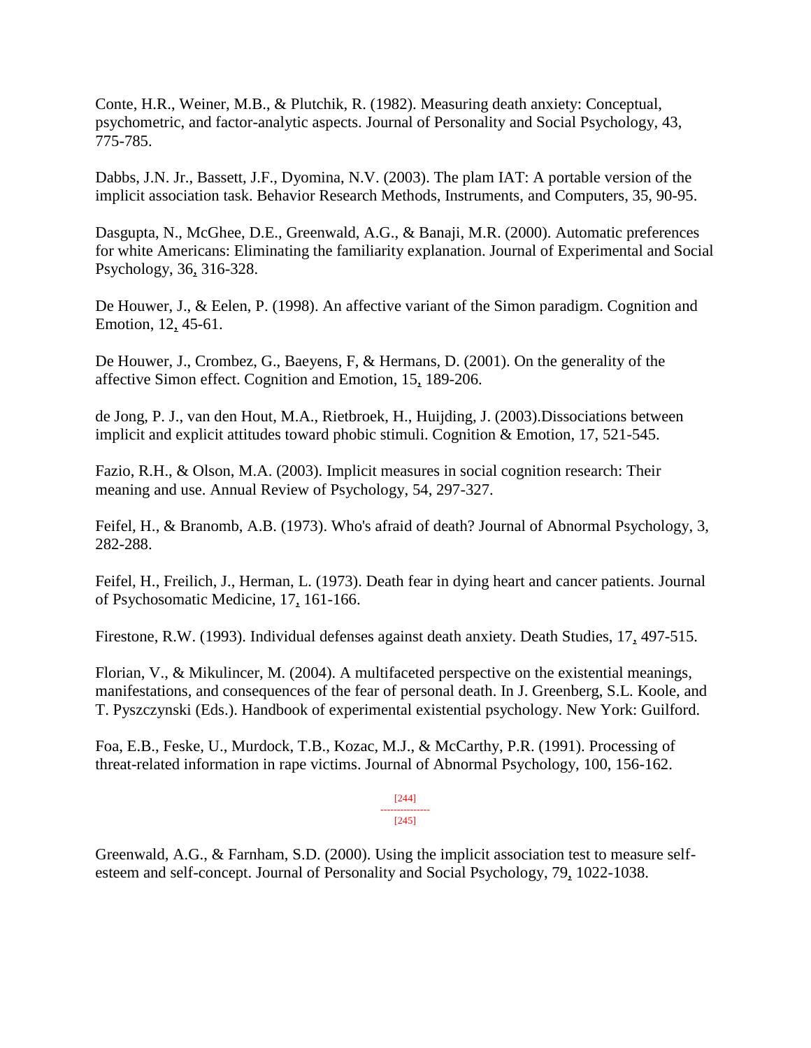Conte, H.R., Weiner, M.B., & Plutchik, R. (1982). Measuring death anxiety: Conceptual, psychometric, and factor-analytic aspects. Journal of Personality and Social Psychology, 43, 775-785.

Dabbs, J.N. Jr., Bassett, J.F., Dyomina, N.V. (2003). The plam IAT: A portable version of the implicit association task. Behavior Research Methods, Instruments, and Computers, 35, 90-95.

Dasgupta, N., McGhee, D.E., Greenwald, A.G., & Banaji, M.R. (2000). Automatic preferences for white Americans: Eliminating the familiarity explanation. Journal of Experimental and Social Psychology, 36, 316-328.

De Houwer, J., & Eelen, P. (1998). An affective variant of the Simon paradigm. Cognition and Emotion, 12, 45-61.

De Houwer, J., Crombez, G., Baeyens, F, & Hermans, D. (2001). On the generality of the affective Simon effect. Cognition and Emotion, 15, 189-206.

de Jong, P. J., van den Hout, M.A., Rietbroek, H., Huijding, J. (2003).Dissociations between implicit and explicit attitudes toward phobic stimuli. Cognition & Emotion, 17, 521-545.

Fazio, R.H., & Olson, M.A. (2003). Implicit measures in social cognition research: Their meaning and use. Annual Review of Psychology, 54, 297-327.

Feifel, H., & Branomb, A.B. (1973). Who's afraid of death? Journal of Abnormal Psychology, 3, 282-288.

Feifel, H., Freilich, J., Herman, L. (1973). Death fear in dying heart and cancer patients. Journal of Psychosomatic Medicine, 17, 161-166.

Firestone, R.W. (1993). Individual defenses against death anxiety. Death Studies, 17, 497-515.

Florian, V., & Mikulincer, M. (2004). A multifaceted perspective on the existential meanings, manifestations, and consequences of the fear of personal death. In J. Greenberg, S.L. Koole, and T. Pyszczynski (Eds.). Handbook of experimental existential psychology. New York: Guilford.

Foa, E.B., Feske, U., Murdock, T.B., Kozac, M.J., & McCarthy, P.R. (1991). Processing of threat-related information in rape victims. Journal of Abnormal Psychology, 100, 156-162.

Greenwald, A.G., & Farnham, S.D. (2000). Using the implicit association test to measure self-esteem and self-concept. Journal of Personality and Social Psychology, 79, 1022-1038.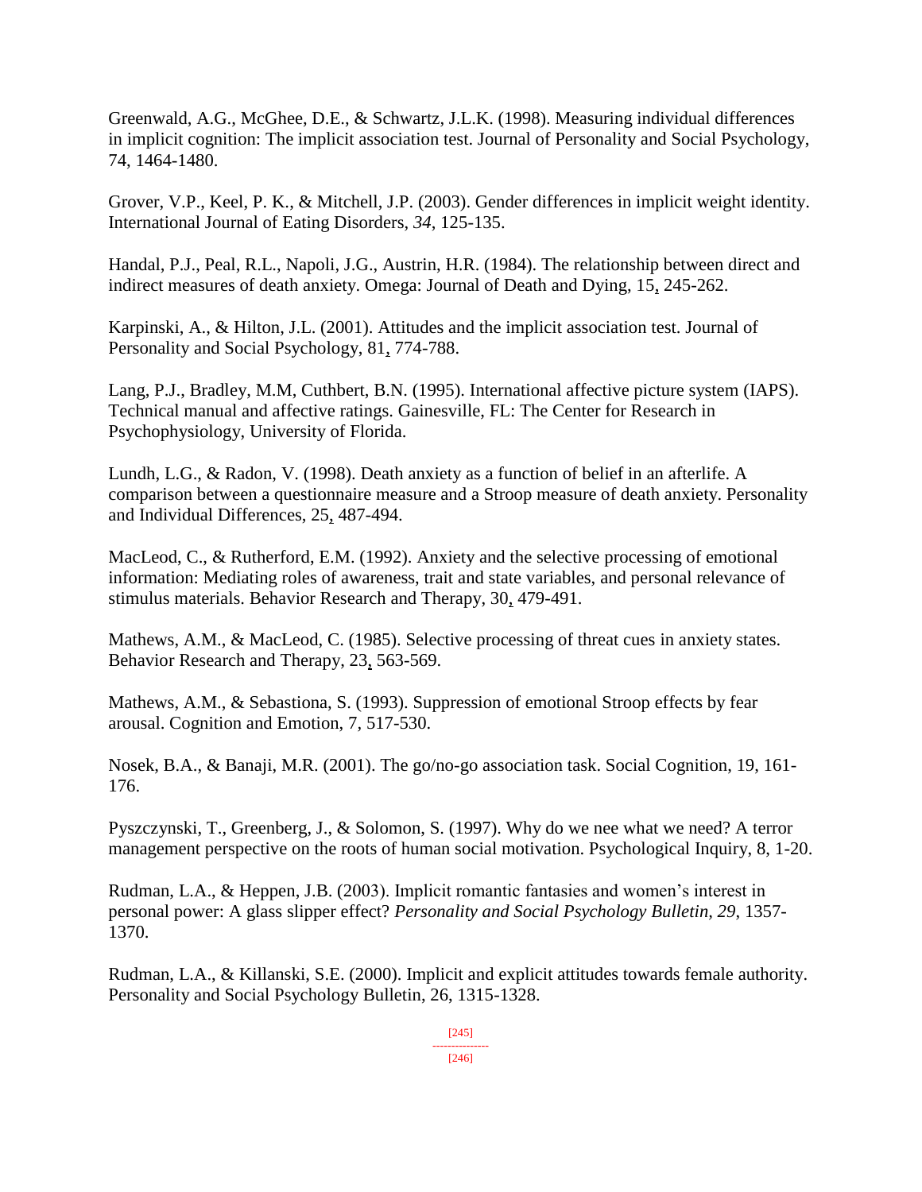Greenwald, A.G., McGhee, D.E., & Schwartz, J.L.K. (1998). Measuring individual differences in implicit cognition: The implicit association test. Journal of Personality and Social Psychology, 74, 1464-1480.

Grover, V.P., Keel, P. K., & Mitchell, J.P. (2003). Gender differences in implicit weight identity. International Journal of Eating Disorders, *34*, 125-135.

Handal, P.J., Peal, R.L., Napoli, J.G., Austrin, H.R. (1984). The relationship between direct and indirect measures of death anxiety. Omega: Journal of Death and Dying, 15, 245-262.

Karpinski, A., & Hilton, J.L. (2001). Attitudes and the implicit association test. Journal of Personality and Social Psychology, 81, 774-788.

Lang, P.J., Bradley, M.M, Cuthbert, B.N. (1995). International affective picture system (IAPS). Technical manual and affective ratings. Gainesville, FL: The Center for Research in Psychophysiology, University of Florida.

Lundh, L.G., & Radon, V. (1998). Death anxiety as a function of belief in an afterlife. A comparison between a questionnaire measure and a Stroop measure of death anxiety. Personality and Individual Differences, 25, 487-494.

MacLeod, C., & Rutherford, E.M. (1992). Anxiety and the selective processing of emotional information: Mediating roles of awareness, trait and state variables, and personal relevance of stimulus materials. Behavior Research and Therapy, 30, 479-491.

Mathews, A.M., & MacLeod, C. (1985). Selective processing of threat cues in anxiety states. Behavior Research and Therapy, 23, 563-569.

Mathews, A.M., & Sebastiona, S. (1993). Suppression of emotional Stroop effects by fear arousal. Cognition and Emotion, 7, 517-530.

Nosek, B.A., & Banaji, M.R. (2001). The go/no-go association task. Social Cognition, 19, 161-176.

Pyszczynski, T., Greenberg, J., & Solomon, S. (1997). Why do we nee what we need? A terror management perspective on the roots of human social motivation. Psychological Inquiry, 8, 1-20.

Rudman, L.A., & Heppen, J.B. (2003). Implicit romantic fantasies and women's interest in personal power: A glass slipper effect? *Personality and Social Psychology Bulletin, 29*, 1357-1370.

Rudman, L.A., & Killanski, S.E. (2000). Implicit and explicit attitudes towards female authority. Personality and Social Psychology Bulletin, 26, 1315-1328.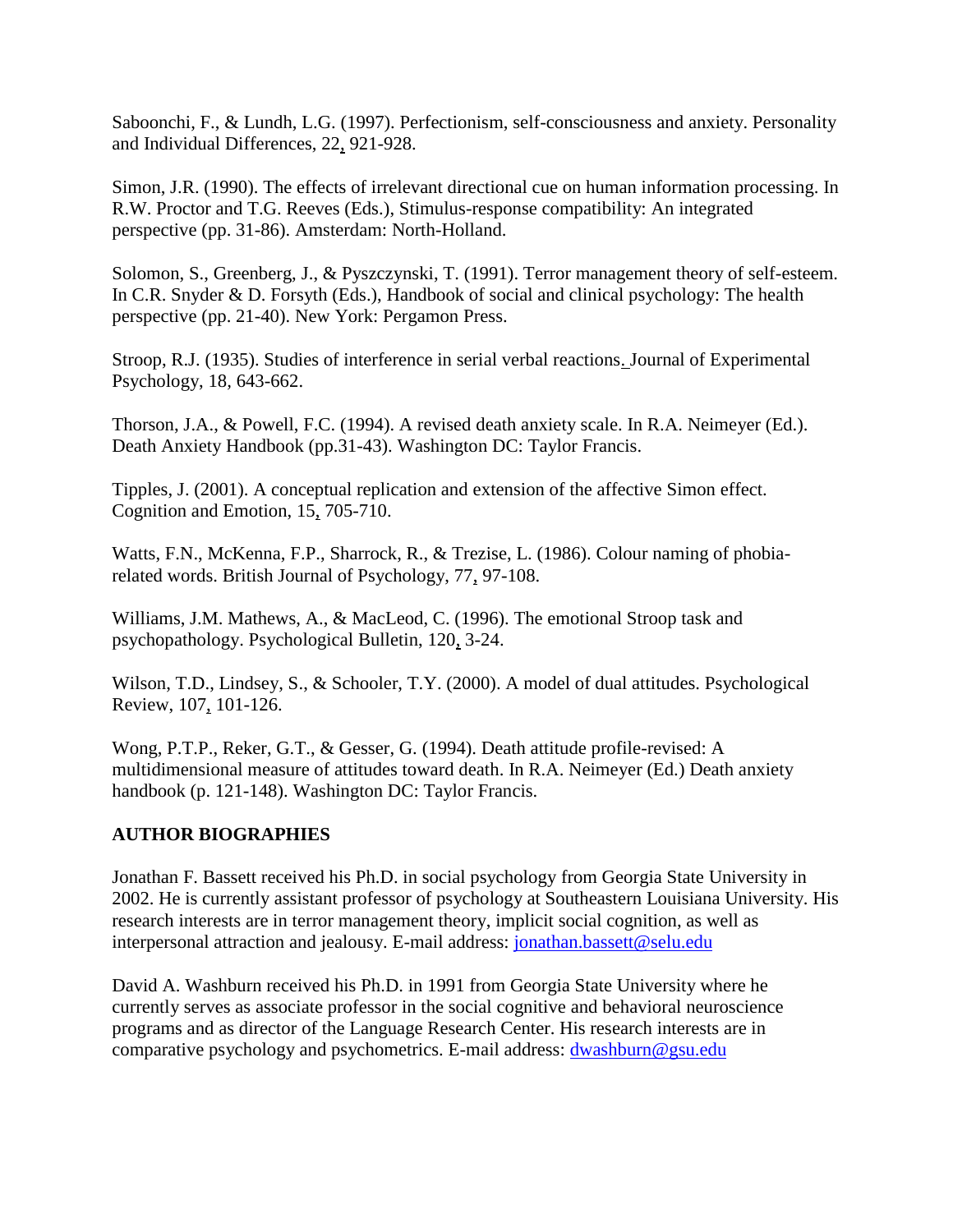Saboonchi, F., & Lundh, L.G. (1997). Perfectionism, self-consciousness and anxiety. Personality and Individual Differences, 22, 921-928.

Simon, J.R. (1990). The effects of irrelevant directional cue on human information processing. In R.W. Proctor and T.G. Reeves (Eds.), Stimulus-response compatibility: An integrated perspective (pp. 31-86). Amsterdam: North-Holland.

Solomon, S., Greenberg, J., & Pyszczynski, T. (1991). Terror management theory of self-esteem. In C.R. Snyder & D. Forsyth (Eds.), Handbook of social and clinical psychology: The health perspective (pp. 21-40). New York: Pergamon Press.

Stroop, R.J. (1935). Studies of interference in serial verbal reactions. Journal of Experimental Psychology, 18, 643-662.

Thorson, J.A., & Powell, F.C. (1994). A revised death anxiety scale. In R.A. Neimeyer (Ed.). Death Anxiety Handbook (pp.31-43). Washington DC: Taylor Francis.

Tipples, J. (2001). A conceptual replication and extension of the affective Simon effect. Cognition and Emotion, 15, 705-710.

Watts, F.N., McKenna, F.P., Sharrock, R., & Trezise, L. (1986). Colour naming of phobia-related words. British Journal of Psychology, 77, 97-108.

Williams, J.M. Mathews, A., & MacLeod, C. (1996). The emotional Stroop task and psychopathology. Psychological Bulletin, 120, 3-24.

Wilson, T.D., Lindsey, S., & Schooler, T.Y. (2000). A model of dual attitudes. Psychological Review, 107, 101-126.

Wong, P.T.P., Reker, G.T., & Gesser, G. (1994). Death attitude profile-revised: A multidimensional measure of attitudes toward death. In R.A. Neimeyer (Ed.) Death anxiety handbook (p. 121-148). Washington DC: Taylor Francis.

## AUTHOR BIOGRAPHIES

Jonathan F. Bassett received his Ph.D. in social psychology from Georgia State University in 2002. He is currently assistant professor of psychology at Southeastern Louisiana University. His research interests are in terror management theory, implicit social cognition, as well as interpersonal attraction and jealousy. E-mail address: jonathan.bassett@selu.edu

David A. Washburn received his Ph.D. in 1991 from Georgia State University where he currently serves as associate professor in the social cognitive and behavioral neuroscience programs and as director of the Language Research Center. His research interests are in comparative psychology and psychometrics. E-mail address: dwashburn@gsu.edu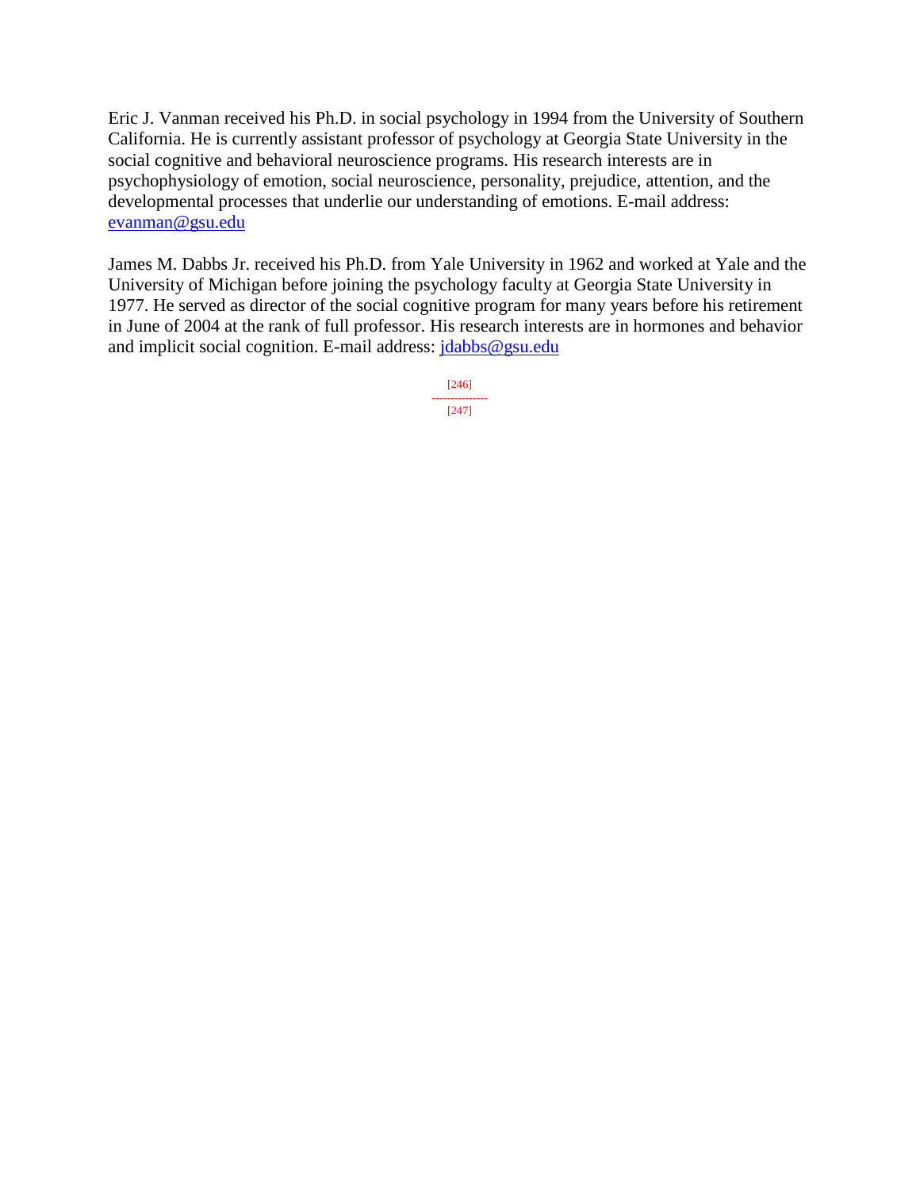Eric J. Vanman received his Ph.D. in social psychology in 1994 from the University of Southern California. He is currently assistant professor of psychology at Georgia State University in the social cognitive and behavioral neuroscience programs. His research interests are in psychophysiology of emotion, social neuroscience, personality, prejudice, attention, and the developmental processes that underlie our understanding of emotions. E-mail address: evanman@gsu.edu

James M. Dabbs Jr. received his Ph.D. from Yale University in 1962 and worked at Yale and the University of Michigan before joining the psychology faculty at Georgia State University in 1977. He served as director of the social cognitive program for many years before his retirement in June of 2004 at the rank of full professor. His research interests are in hormones and behavior and implicit social cognition. E-mail address: jdabbs@gsu.edu